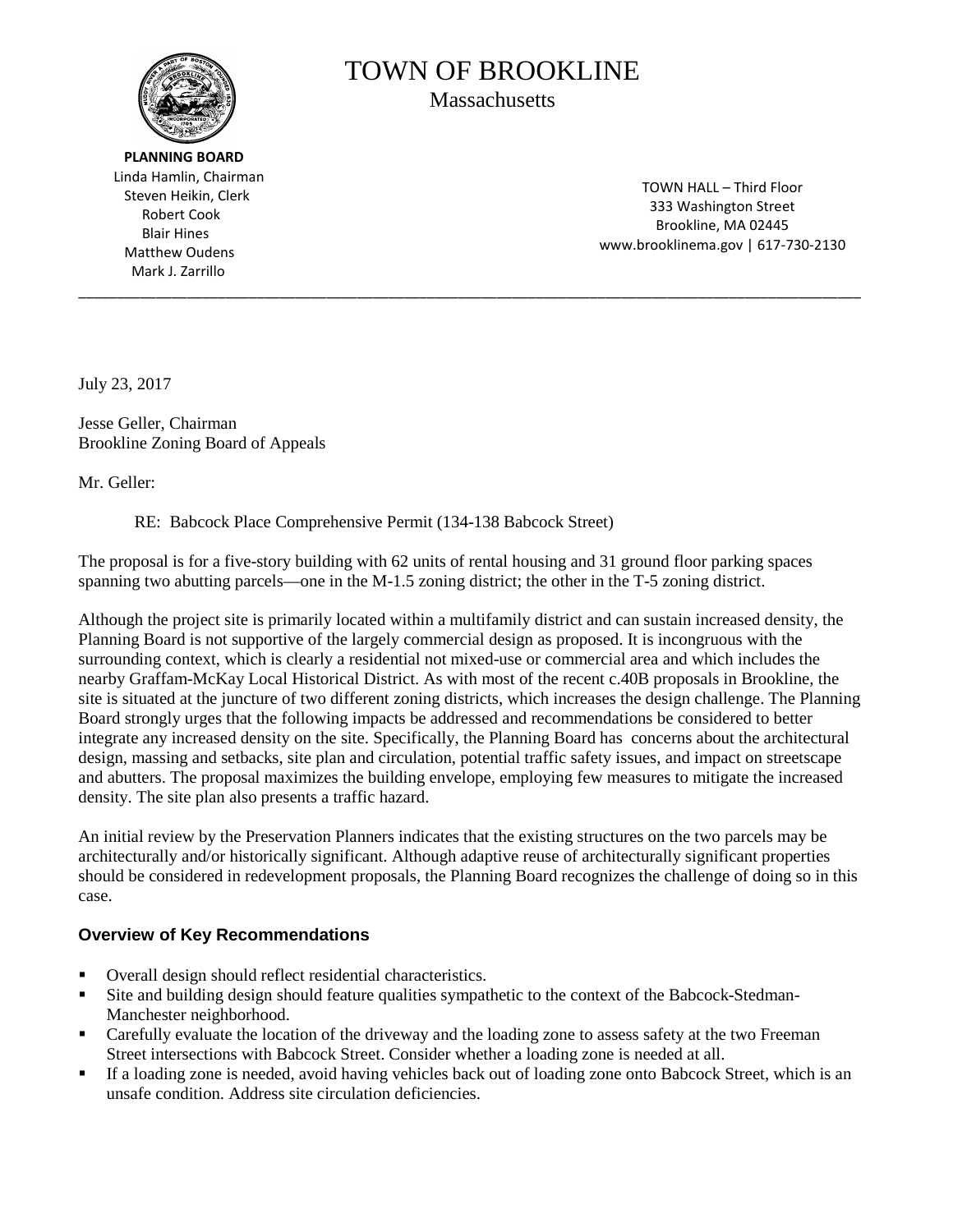# TOWN OF BROOKLINE

Massachusetts

**PLANNING BOARD**
Linda Hamlin, Chairman
Steven Heikin, Clerk
Robert Cook
Blair Hines
Matthew Oudens
Mark J. Zarrillo

TOWN HALL – Third Floor
333 Washington Street
Brookline, MA 02445
www.brooklinema.gov | 617-730-2130

---

July 23, 2017

Jesse Geller, Chairman
Brookline Zoning Board of Appeals

Mr. Geller:

RE: Babcock Place Comprehensive Permit (134-138 Babcock Street)

The proposal is for a five-story building with 62 units of rental housing and 31 ground floor parking spaces spanning two abutting parcels—one in the M-1.5 zoning district; the other in the T-5 zoning district.

Although the project site is primarily located within a multifamily district and can sustain increased density, the Planning Board is not supportive of the largely commercial design as proposed. It is incongruous with the surrounding context, which is clearly a residential not mixed-use or commercial area and which includes the nearby Graffam-McKay Local Historical District. As with most of the recent c.40B proposals in Brookline, the site is situated at the juncture of two different zoning districts, which increases the design challenge. The Planning Board strongly urges that the following impacts be addressed and recommendations be considered to better integrate any increased density on the site. Specifically, the Planning Board has concerns about the architectural design, massing and setbacks, site plan and circulation, potential traffic safety issues, and impact on streetscape and abutters. The proposal maximizes the building envelope, employing few measures to mitigate the increased density. The site plan also presents a traffic hazard.

An initial review by the Preservation Planners indicates that the existing structures on the two parcels may be architecturally and/or historically significant. Although adaptive reuse of architecturally significant properties should be considered in redevelopment proposals, the Planning Board recognizes the challenge of doing so in this case.

### Overview of Key Recommendations

- Overall design should reflect residential characteristics.
- Site and building design should feature qualities sympathetic to the context of the Babcock-Stedman-Manchester neighborhood.
- Carefully evaluate the location of the driveway and the loading zone to assess safety at the two Freeman Street intersections with Babcock Street. Consider whether a loading zone is needed at all.
- If a loading zone is needed, avoid having vehicles back out of loading zone onto Babcock Street, which is an unsafe condition. Address site circulation deficiencies.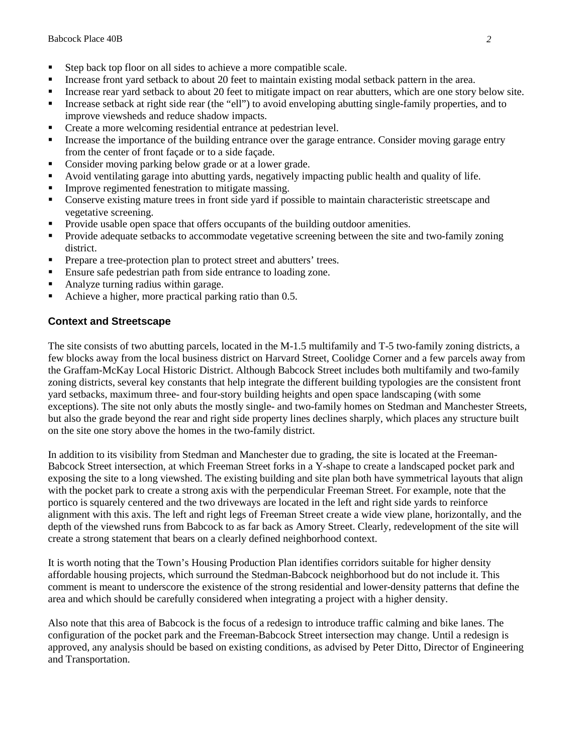- Step back top floor on all sides to achieve a more compatible scale.
- Increase front yard setback to about 20 feet to maintain existing modal setback pattern in the area.
- Increase rear yard setback to about 20 feet to mitigate impact on rear abutters, which are one story below site.
- Increase setback at right side rear (the "ell") to avoid enveloping abutting single-family properties, and to improve viewsheds and reduce shadow impacts.
- Create a more welcoming residential entrance at pedestrian level.
- Increase the importance of the building entrance over the garage entrance. Consider moving garage entry from the center of front façade or to a side façade.
- Consider moving parking below grade or at a lower grade.
- Avoid ventilating garage into abutting yards, negatively impacting public health and quality of life.
- Improve regimented fenestration to mitigate massing.
- Conserve existing mature trees in front side yard if possible to maintain characteristic streetscape and vegetative screening.
- Provide usable open space that offers occupants of the building outdoor amenities.
- Provide adequate setbacks to accommodate vegetative screening between the site and two-family zoning district.
- Prepare a tree-protection plan to protect street and abutters' trees.
- Ensure safe pedestrian path from side entrance to loading zone.
- Analyze turning radius within garage.
- Achieve a higher, more practical parking ratio than 0.5.

### Context and Streetscape

The site consists of two abutting parcels, located in the M-1.5 multifamily and T-5 two-family zoning districts, a few blocks away from the local business district on Harvard Street, Coolidge Corner and a few parcels away from the Graffam-McKay Local Historic District. Although Babcock Street includes both multifamily and two-family zoning districts, several key constants that help integrate the different building typologies are the consistent front yard setbacks, maximum three- and four-story building heights and open space landscaping (with some exceptions). The site not only abuts the mostly single- and two-family homes on Stedman and Manchester Streets, but also the grade beyond the rear and right side property lines declines sharply, which places any structure built on the site one story above the homes in the two-family district.

In addition to its visibility from Stedman and Manchester due to grading, the site is located at the Freeman-Babcock Street intersection, at which Freeman Street forks in a Y-shape to create a landscaped pocket park and exposing the site to a long viewshed. The existing building and site plan both have symmetrical layouts that align with the pocket park to create a strong axis with the perpendicular Freeman Street. For example, note that the portico is squarely centered and the two driveways are located in the left and right side yards to reinforce alignment with this axis. The left and right legs of Freeman Street create a wide view plane, horizontally, and the depth of the viewshed runs from Babcock to as far back as Amory Street. Clearly, redevelopment of the site will create a strong statement that bears on a clearly defined neighborhood context.

It is worth noting that the Town's Housing Production Plan identifies corridors suitable for higher density affordable housing projects, which surround the Stedman-Babcock neighborhood but do not include it. This comment is meant to underscore the existence of the strong residential and lower-density patterns that define the area and which should be carefully considered when integrating a project with a higher density.

Also note that this area of Babcock is the focus of a redesign to introduce traffic calming and bike lanes. The configuration of the pocket park and the Freeman-Babcock Street intersection may change. Until a redesign is approved, any analysis should be based on existing conditions, as advised by Peter Ditto, Director of Engineering and Transportation.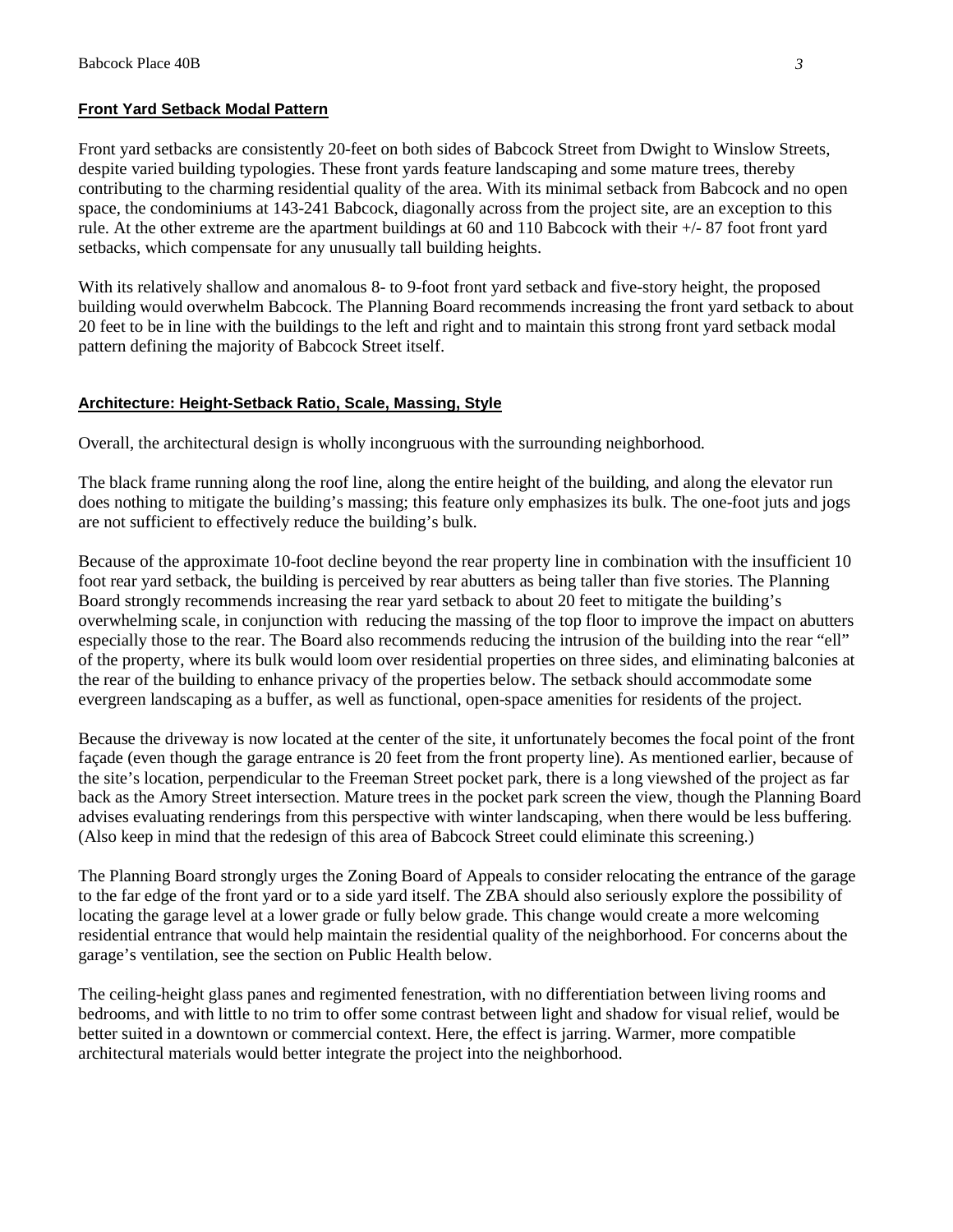## Front Yard Setback Modal Pattern

Front yard setbacks are consistently 20-feet on both sides of Babcock Street from Dwight to Winslow Streets, despite varied building typologies. These front yards feature landscaping and some mature trees, thereby contributing to the charming residential quality of the area. With its minimal setback from Babcock and no open space, the condominiums at 143-241 Babcock, diagonally across from the project site, are an exception to this rule. At the other extreme are the apartment buildings at 60 and 110 Babcock with their +/- 87 foot front yard setbacks, which compensate for any unusually tall building heights.

With its relatively shallow and anomalous 8- to 9-foot front yard setback and five-story height, the proposed building would overwhelm Babcock. The Planning Board recommends increasing the front yard setback to about 20 feet to be in line with the buildings to the left and right and to maintain this strong front yard setback modal pattern defining the majority of Babcock Street itself.

## Architecture: Height-Setback Ratio, Scale, Massing, Style

Overall, the architectural design is wholly incongruous with the surrounding neighborhood.

The black frame running along the roof line, along the entire height of the building, and along the elevator run does nothing to mitigate the building's massing; this feature only emphasizes its bulk. The one-foot juts and jogs are not sufficient to effectively reduce the building's bulk.

Because of the approximate 10-foot decline beyond the rear property line in combination with the insufficient 10 foot rear yard setback, the building is perceived by rear abutters as being taller than five stories. The Planning Board strongly recommends increasing the rear yard setback to about 20 feet to mitigate the building's overwhelming scale, in conjunction with reducing the massing of the top floor to improve the impact on abutters especially those to the rear. The Board also recommends reducing the intrusion of the building into the rear "ell" of the property, where its bulk would loom over residential properties on three sides, and eliminating balconies at the rear of the building to enhance privacy of the properties below. The setback should accommodate some evergreen landscaping as a buffer, as well as functional, open-space amenities for residents of the project.

Because the driveway is now located at the center of the site, it unfortunately becomes the focal point of the front façade (even though the garage entrance is 20 feet from the front property line). As mentioned earlier, because of the site's location, perpendicular to the Freeman Street pocket park, there is a long viewshed of the project as far back as the Amory Street intersection. Mature trees in the pocket park screen the view, though the Planning Board advises evaluating renderings from this perspective with winter landscaping, when there would be less buffering. (Also keep in mind that the redesign of this area of Babcock Street could eliminate this screening.)

The Planning Board strongly urges the Zoning Board of Appeals to consider relocating the entrance of the garage to the far edge of the front yard or to a side yard itself. The ZBA should also seriously explore the possibility of locating the garage level at a lower grade or fully below grade. This change would create a more welcoming residential entrance that would help maintain the residential quality of the neighborhood. For concerns about the garage's ventilation, see the section on Public Health below.

The ceiling-height glass panes and regimented fenestration, with no differentiation between living rooms and bedrooms, and with little to no trim to offer some contrast between light and shadow for visual relief, would be better suited in a downtown or commercial context. Here, the effect is jarring. Warmer, more compatible architectural materials would better integrate the project into the neighborhood.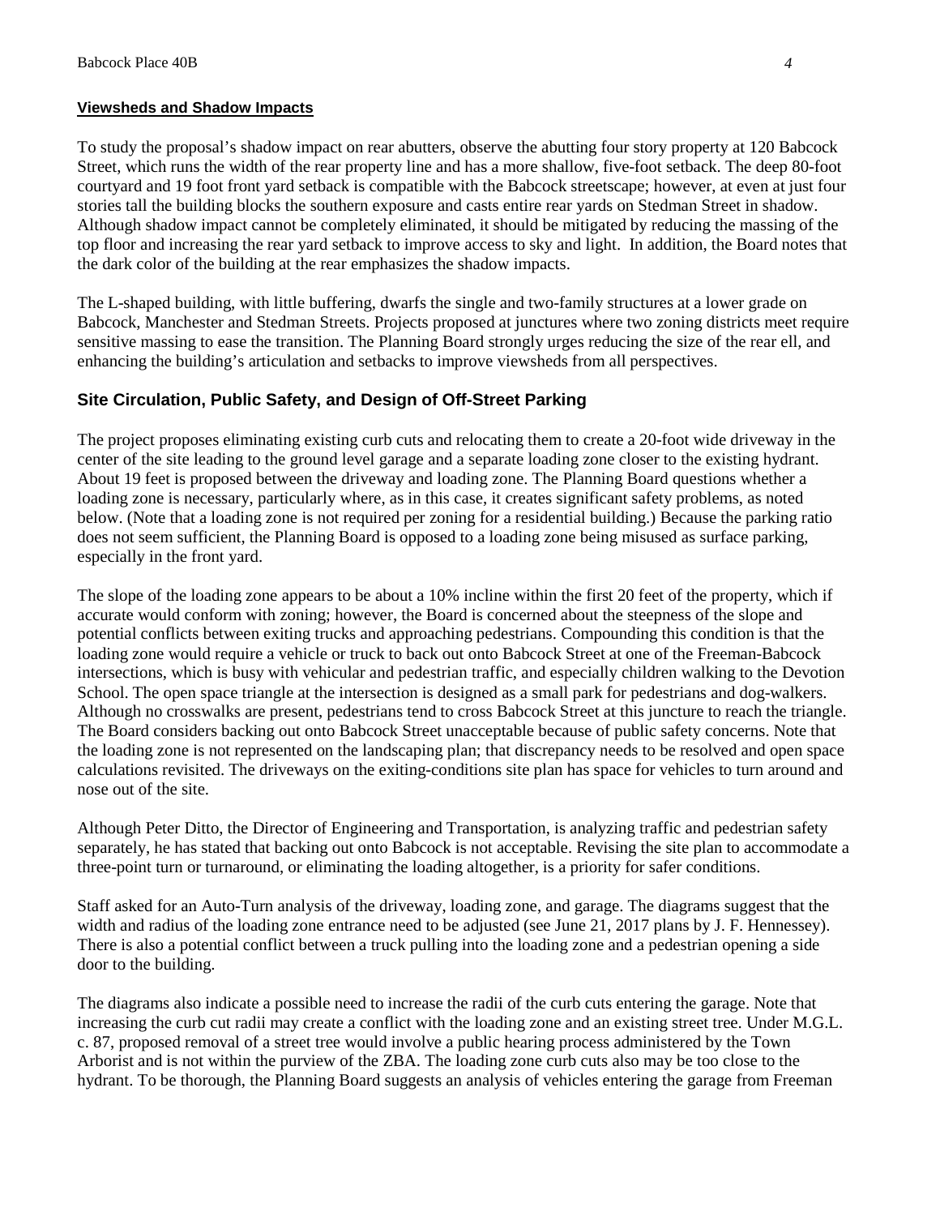## Viewsheds and Shadow Impacts

To study the proposal's shadow impact on rear abutters, observe the abutting four story property at 120 Babcock Street, which runs the width of the rear property line and has a more shallow, five-foot setback. The deep 80-foot courtyard and 19 foot front yard setback is compatible with the Babcock streetscape; however, at even at just four stories tall the building blocks the southern exposure and casts entire rear yards on Stedman Street in shadow. Although shadow impact cannot be completely eliminated, it should be mitigated by reducing the massing of the top floor and increasing the rear yard setback to improve access to sky and light. In addition, the Board notes that the dark color of the building at the rear emphasizes the shadow impacts.

The L-shaped building, with little buffering, dwarfs the single and two-family structures at a lower grade on Babcock, Manchester and Stedman Streets. Projects proposed at junctures where two zoning districts meet require sensitive massing to ease the transition. The Planning Board strongly urges reducing the size of the rear ell, and enhancing the building's articulation and setbacks to improve viewsheds from all perspectives.

## Site Circulation, Public Safety, and Design of Off-Street Parking

The project proposes eliminating existing curb cuts and relocating them to create a 20-foot wide driveway in the center of the site leading to the ground level garage and a separate loading zone closer to the existing hydrant. About 19 feet is proposed between the driveway and loading zone. The Planning Board questions whether a loading zone is necessary, particularly where, as in this case, it creates significant safety problems, as noted below. (Note that a loading zone is not required per zoning for a residential building.) Because the parking ratio does not seem sufficient, the Planning Board is opposed to a loading zone being misused as surface parking, especially in the front yard.

The slope of the loading zone appears to be about a 10% incline within the first 20 feet of the property, which if accurate would conform with zoning; however, the Board is concerned about the steepness of the slope and potential conflicts between exiting trucks and approaching pedestrians. Compounding this condition is that the loading zone would require a vehicle or truck to back out onto Babcock Street at one of the Freeman-Babcock intersections, which is busy with vehicular and pedestrian traffic, and especially children walking to the Devotion School. The open space triangle at the intersection is designed as a small park for pedestrians and dog-walkers. Although no crosswalks are present, pedestrians tend to cross Babcock Street at this juncture to reach the triangle. The Board considers backing out onto Babcock Street unacceptable because of public safety concerns. Note that the loading zone is not represented on the landscaping plan; that discrepancy needs to be resolved and open space calculations revisited. The driveways on the exiting-conditions site plan has space for vehicles to turn around and nose out of the site.

Although Peter Ditto, the Director of Engineering and Transportation, is analyzing traffic and pedestrian safety separately, he has stated that backing out onto Babcock is not acceptable. Revising the site plan to accommodate a three-point turn or turnaround, or eliminating the loading altogether, is a priority for safer conditions.

Staff asked for an Auto-Turn analysis of the driveway, loading zone, and garage. The diagrams suggest that the width and radius of the loading zone entrance need to be adjusted (see June 21, 2017 plans by J. F. Hennessey). There is also a potential conflict between a truck pulling into the loading zone and a pedestrian opening a side door to the building.

The diagrams also indicate a possible need to increase the radii of the curb cuts entering the garage. Note that increasing the curb cut radii may create a conflict with the loading zone and an existing street tree. Under M.G.L. c. 87, proposed removal of a street tree would involve a public hearing process administered by the Town Arborist and is not within the purview of the ZBA. The loading zone curb cuts also may be too close to the hydrant. To be thorough, the Planning Board suggests an analysis of vehicles entering the garage from Freeman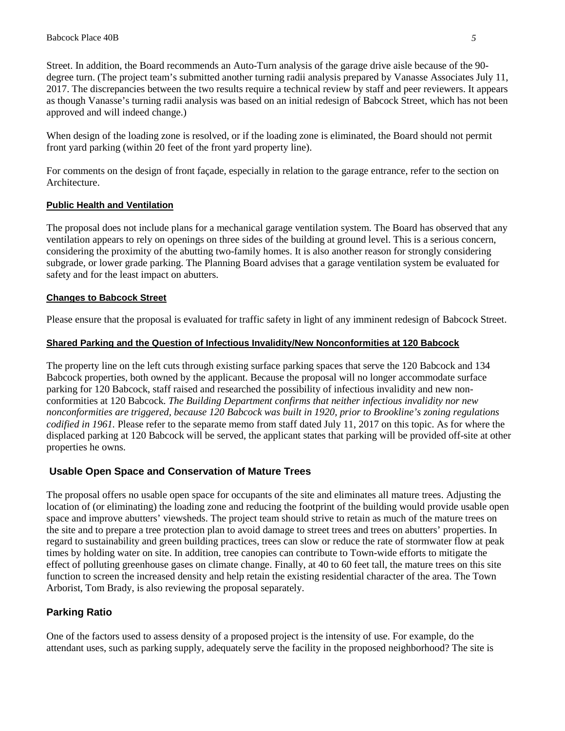Street. In addition, the Board recommends an Auto-Turn analysis of the garage drive aisle because of the 90-degree turn. (The project team's submitted another turning radii analysis prepared by Vanasse Associates July 11, 2017. The discrepancies between the two results require a technical review by staff and peer reviewers. It appears as though Vanasse's turning radii analysis was based on an initial redesign of Babcock Street, which has not been approved and will indeed change.)

When design of the loading zone is resolved, or if the loading zone is eliminated, the Board should not permit front yard parking (within 20 feet of the front yard property line).

For comments on the design of front façade, especially in relation to the garage entrance, refer to the section on Architecture.

#### Public Health and Ventilation

The proposal does not include plans for a mechanical garage ventilation system. The Board has observed that any ventilation appears to rely on openings on three sides of the building at ground level. This is a serious concern, considering the proximity of the abutting two-family homes. It is also another reason for strongly considering subgrade, or lower grade parking. The Planning Board advises that a garage ventilation system be evaluated for safety and for the least impact on abutters.

#### Changes to Babcock Street

Please ensure that the proposal is evaluated for traffic safety in light of any imminent redesign of Babcock Street.

#### Shared Parking and the Question of Infectious Invalidity/New Nonconformities at 120 Babcock

The property line on the left cuts through existing surface parking spaces that serve the 120 Babcock and 134 Babcock properties, both owned by the applicant. Because the proposal will no longer accommodate surface parking for 120 Babcock, staff raised and researched the possibility of infectious invalidity and new non-conformities at 120 Babcock. *The Building Department confirms that neither infectious invalidity nor new nonconformities are triggered, because 120 Babcock was built in 1920, prior to Brookline's zoning regulations codified in 1961.* Please refer to the separate memo from staff dated July 11, 2017 on this topic. As for where the displaced parking at 120 Babcock will be served, the applicant states that parking will be provided off-site at other properties he owns.

### Usable Open Space and Conservation of Mature Trees

The proposal offers no usable open space for occupants of the site and eliminates all mature trees. Adjusting the location of (or eliminating) the loading zone and reducing the footprint of the building would provide usable open space and improve abutters' viewsheds. The project team should strive to retain as much of the mature trees on the site and to prepare a tree protection plan to avoid damage to street trees and trees on abutters' properties. In regard to sustainability and green building practices, trees can slow or reduce the rate of stormwater flow at peak times by holding water on site. In addition, tree canopies can contribute to Town-wide efforts to mitigate the effect of polluting greenhouse gases on climate change. Finally, at 40 to 60 feet tall, the mature trees on this site function to screen the increased density and help retain the existing residential character of the area. The Town Arborist, Tom Brady, is also reviewing the proposal separately.

### Parking Ratio

One of the factors used to assess density of a proposed project is the intensity of use. For example, do the attendant uses, such as parking supply, adequately serve the facility in the proposed neighborhood? The site is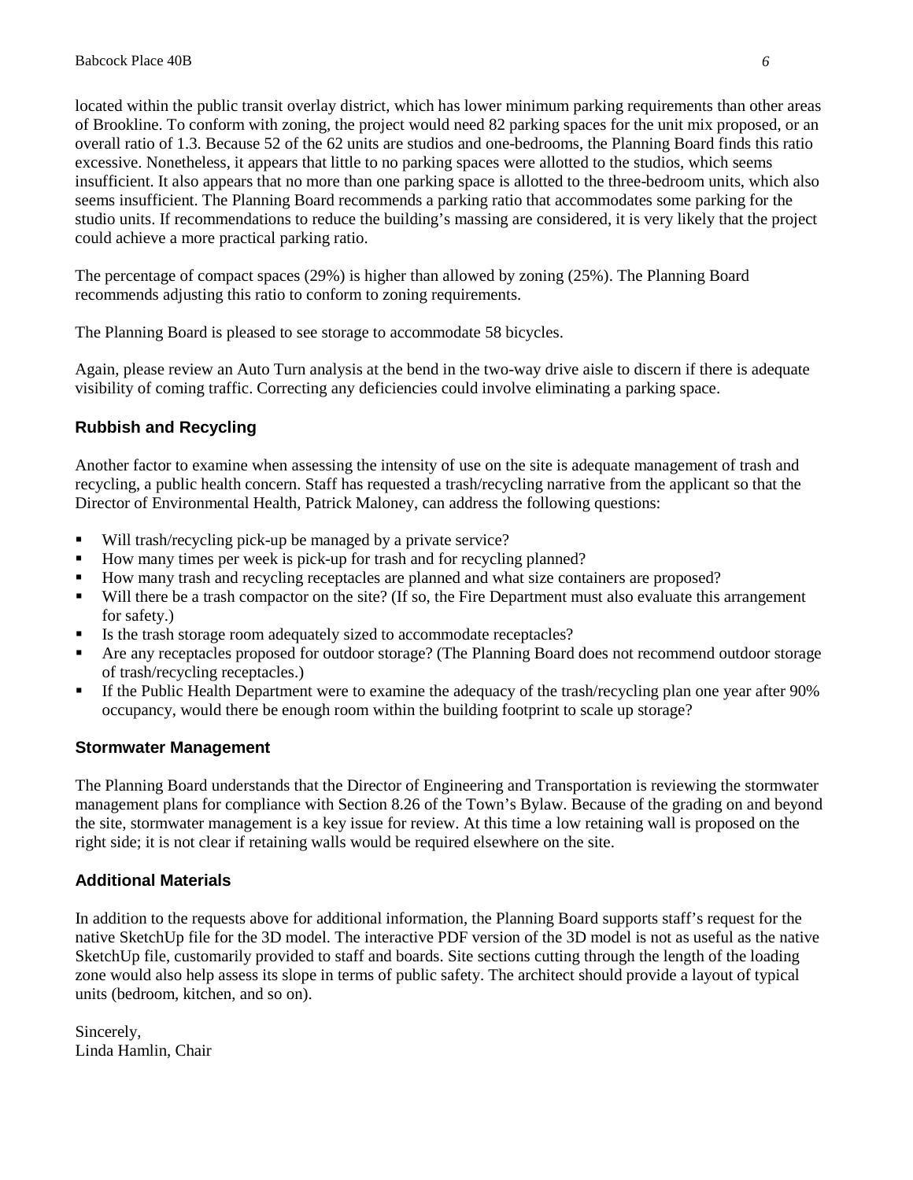located within the public transit overlay district, which has lower minimum parking requirements than other areas of Brookline. To conform with zoning, the project would need 82 parking spaces for the unit mix proposed, or an overall ratio of 1.3. Because 52 of the 62 units are studios and one-bedrooms, the Planning Board finds this ratio excessive. Nonetheless, it appears that little to no parking spaces were allotted to the studios, which seems insufficient. It also appears that no more than one parking space is allotted to the three-bedroom units, which also seems insufficient. The Planning Board recommends a parking ratio that accommodates some parking for the studio units. If recommendations to reduce the building's massing are considered, it is very likely that the project could achieve a more practical parking ratio.

The percentage of compact spaces (29%) is higher than allowed by zoning (25%). The Planning Board recommends adjusting this ratio to conform to zoning requirements.

The Planning Board is pleased to see storage to accommodate 58 bicycles.

Again, please review an Auto Turn analysis at the bend in the two-way drive aisle to discern if there is adequate visibility of coming traffic. Correcting any deficiencies could involve eliminating a parking space.

### Rubbish and Recycling

Another factor to examine when assessing the intensity of use on the site is adequate management of trash and recycling, a public health concern. Staff has requested a trash/recycling narrative from the applicant so that the Director of Environmental Health, Patrick Maloney, can address the following questions:

- Will trash/recycling pick-up be managed by a private service?
- How many times per week is pick-up for trash and for recycling planned?
- How many trash and recycling receptacles are planned and what size containers are proposed?
- Will there be a trash compactor on the site? (If so, the Fire Department must also evaluate this arrangement for safety.)
- Is the trash storage room adequately sized to accommodate receptacles?
- Are any receptacles proposed for outdoor storage? (The Planning Board does not recommend outdoor storage of trash/recycling receptacles.)
- If the Public Health Department were to examine the adequacy of the trash/recycling plan one year after 90% occupancy, would there be enough room within the building footprint to scale up storage?

### Stormwater Management

The Planning Board understands that the Director of Engineering and Transportation is reviewing the stormwater management plans for compliance with Section 8.26 of the Town's Bylaw. Because of the grading on and beyond the site, stormwater management is a key issue for review. At this time a low retaining wall is proposed on the right side; it is not clear if retaining walls would be required elsewhere on the site.

### Additional Materials

In addition to the requests above for additional information, the Planning Board supports staff's request for the native SketchUp file for the 3D model. The interactive PDF version of the 3D model is not as useful as the native SketchUp file, customarily provided to staff and boards. Site sections cutting through the length of the loading zone would also help assess its slope in terms of public safety. The architect should provide a layout of typical units (bedroom, kitchen, and so on).

Sincerely,
Linda Hamlin, Chair